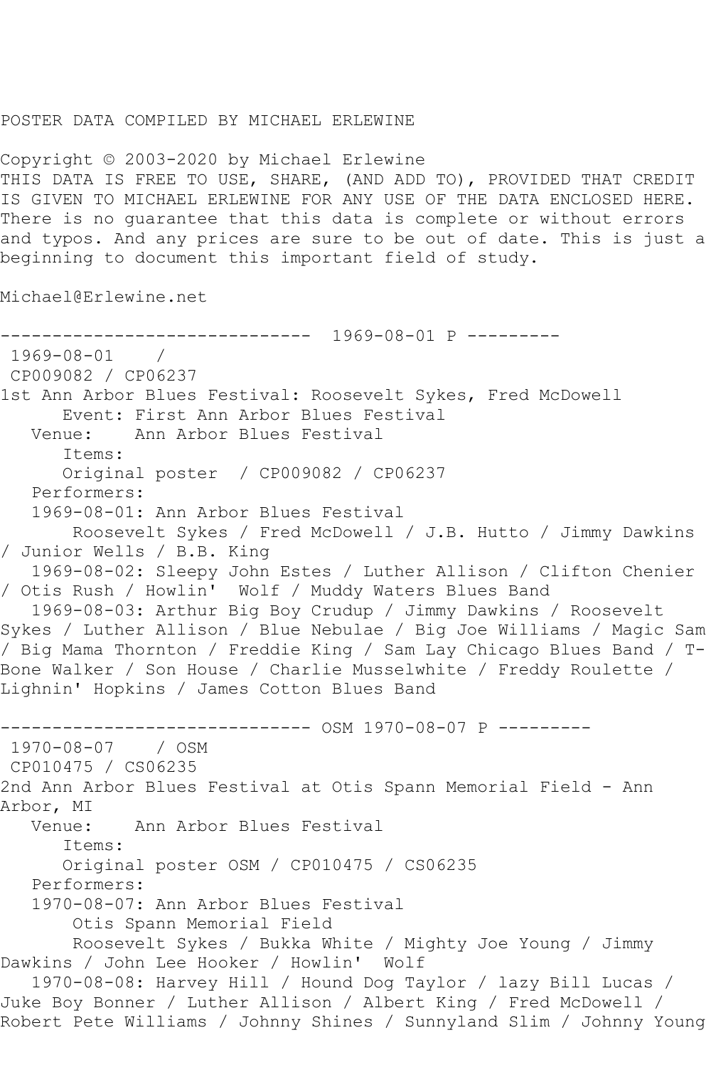POSTER DATA COMPILED BY MICHAEL ERLEWINE

Copyright © 2003-2020 by Michael Erlewine
THIS DATA IS FREE TO USE, SHARE, (AND ADD TO), PROVIDED THAT CREDIT IS GIVEN TO MICHAEL ERLEWINE FOR ANY USE OF THE DATA ENCLOSED HERE. There is no guarantee that this data is complete or without errors and typos. And any prices are sure to be out of date. This is just a beginning to document this important field of study.

Michael@Erlewine.net

------------------------------ 1969-08-01 P ---------

1969-08-01 /
CP009082 / CP06237
1st Ann Arbor Blues Festival: Roosevelt Sykes, Fred McDowell
Event: First Ann Arbor Blues Festival
Venue: Ann Arbor Blues Festival
Items:
Original poster / CP009082 / CP06237
Performers:
1969-08-01: Ann Arbor Blues Festival
Roosevelt Sykes / Fred McDowell / J.B. Hutto / Jimmy Dawkins / Junior Wells / B.B. King
1969-08-02: Sleepy John Estes / Luther Allison / Clifton Chenier / Otis Rush / Howlin' Wolf / Muddy Waters Blues Band
1969-08-03: Arthur Big Boy Crudup / Jimmy Dawkins / Roosevelt Sykes / Luther Allison / Blue Nebulae / Big Joe Williams / Magic Sam / Big Mama Thornton / Freddie King / Sam Lay Chicago Blues Band / T-Bone Walker / Son House / Charlie Musselwhite / Freddy Roulette / Lighnin' Hopkins / James Cotton Blues Band

------------------------------ OSM 1970-08-07 P ---------

1970-08-07 / OSM
CP010475 / CS06235
2nd Ann Arbor Blues Festival at Otis Spann Memorial Field - Ann Arbor, MI
Venue: Ann Arbor Blues Festival
Items:
Original poster OSM / CP010475 / CS06235
Performers:
1970-08-07: Ann Arbor Blues Festival
Otis Spann Memorial Field
Roosevelt Sykes / Bukka White / Mighty Joe Young / Jimmy Dawkins / John Lee Hooker / Howlin' Wolf
1970-08-08: Harvey Hill / Hound Dog Taylor / lazy Bill Lucas / Juke Boy Bonner / Luther Allison / Albert King / Fred McDowell / Robert Pete Williams / Johnny Shines / Sunnyland Slim / Johnny Young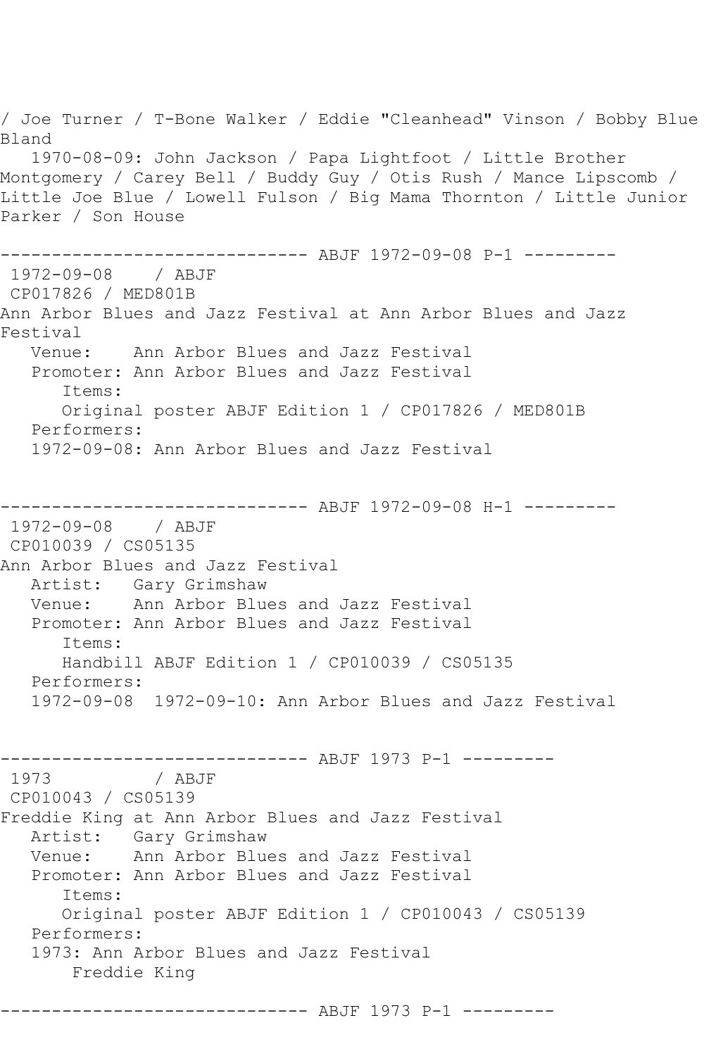/ Joe Turner / T-Bone Walker / Eddie "Cleanhead" Vinson / Bobby Blue Bland
   1970-08-09: John Jackson / Papa Lightfoot / Little Brother Montgomery / Carey Bell / Buddy Guy / Otis Rush / Mance Lipscomb / Little Joe Blue / Lowell Fulson / Big Mama Thornton / Little Junior Parker / Son House

------------------------------ ABJF 1972-09-08 P-1 ---------
 1972-09-08    / ABJF
 CP017826 / MED801B
Ann Arbor Blues and Jazz Festival at Ann Arbor Blues and Jazz Festival
   Venue:    Ann Arbor Blues and Jazz Festival
   Promoter: Ann Arbor Blues and Jazz Festival
      Items:
      Original poster ABJF Edition 1 / CP017826 / MED801B
   Performers:
   1972-09-08: Ann Arbor Blues and Jazz Festival

------------------------------ ABJF 1972-09-08 H-1 ---------
 1972-09-08    / ABJF
 CP010039 / CS05135
Ann Arbor Blues and Jazz Festival
   Artist:   Gary Grimshaw
   Venue:    Ann Arbor Blues and Jazz Festival
   Promoter: Ann Arbor Blues and Jazz Festival
      Items:
      Handbill ABJF Edition 1 / CP010039 / CS05135
   Performers:
   1972-09-08  1972-09-10: Ann Arbor Blues and Jazz Festival

------------------------------ ABJF 1973 P-1 ---------
 1973          / ABJF
 CP010043 / CS05139
Freddie King at Ann Arbor Blues and Jazz Festival
   Artist:   Gary Grimshaw
   Venue:    Ann Arbor Blues and Jazz Festival
   Promoter: Ann Arbor Blues and Jazz Festival
      Items:
      Original poster ABJF Edition 1 / CP010043 / CS05139
   Performers:
   1973: Ann Arbor Blues and Jazz Festival
      Freddie King

------------------------------ ABJF 1973 P-1 ---------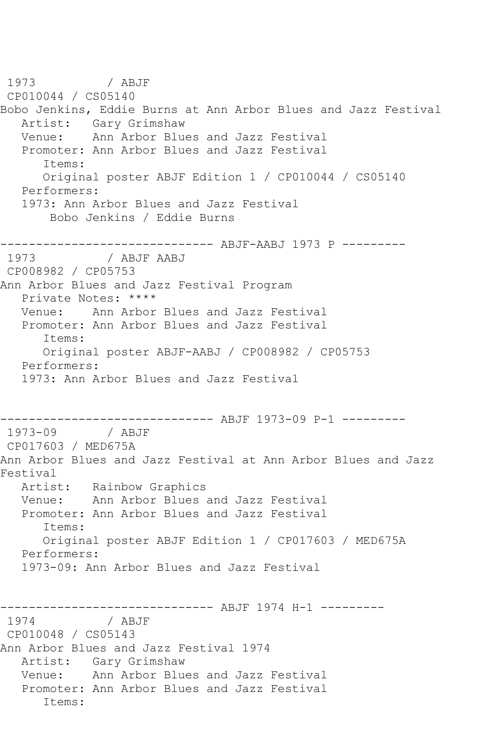```
1973          / ABJF
 CP010044 / CS05140
Bobo Jenkins, Eddie Burns at Ann Arbor Blues and Jazz Festival
   Artist:   Gary Grimshaw
   Venue:    Ann Arbor Blues and Jazz Festival
   Promoter: Ann Arbor Blues and Jazz Festival
      Items:
      Original poster ABJF Edition 1 / CP010044 / CS05140
   Performers:
   1973: Ann Arbor Blues and Jazz Festival
       Bobo Jenkins / Eddie Burns

------------------------------ ABJF-AABJ 1973 P ---------
 1973          / ABJF AABJ
 CP008982 / CP05753
Ann Arbor Blues and Jazz Festival Program
   Private Notes: ****
   Venue:    Ann Arbor Blues and Jazz Festival
   Promoter: Ann Arbor Blues and Jazz Festival
      Items:
      Original poster ABJF-AABJ / CP008982 / CP05753
   Performers:
   1973: Ann Arbor Blues and Jazz Festival


------------------------------ ABJF 1973-09 P-1 ---------
 1973-09       / ABJF
 CP017603 / MED675A
Ann Arbor Blues and Jazz Festival at Ann Arbor Blues and Jazz
Festival
   Artist:   Rainbow Graphics
   Venue:    Ann Arbor Blues and Jazz Festival
   Promoter: Ann Arbor Blues and Jazz Festival
      Items:
      Original poster ABJF Edition 1 / CP017603 / MED675A
   Performers:
   1973-09: Ann Arbor Blues and Jazz Festival


------------------------------ ABJF 1974 H-1 ---------
 1974          / ABJF
 CP010048 / CS05143
Ann Arbor Blues and Jazz Festival 1974
   Artist:   Gary Grimshaw
   Venue:    Ann Arbor Blues and Jazz Festival
   Promoter: Ann Arbor Blues and Jazz Festival
      Items:
```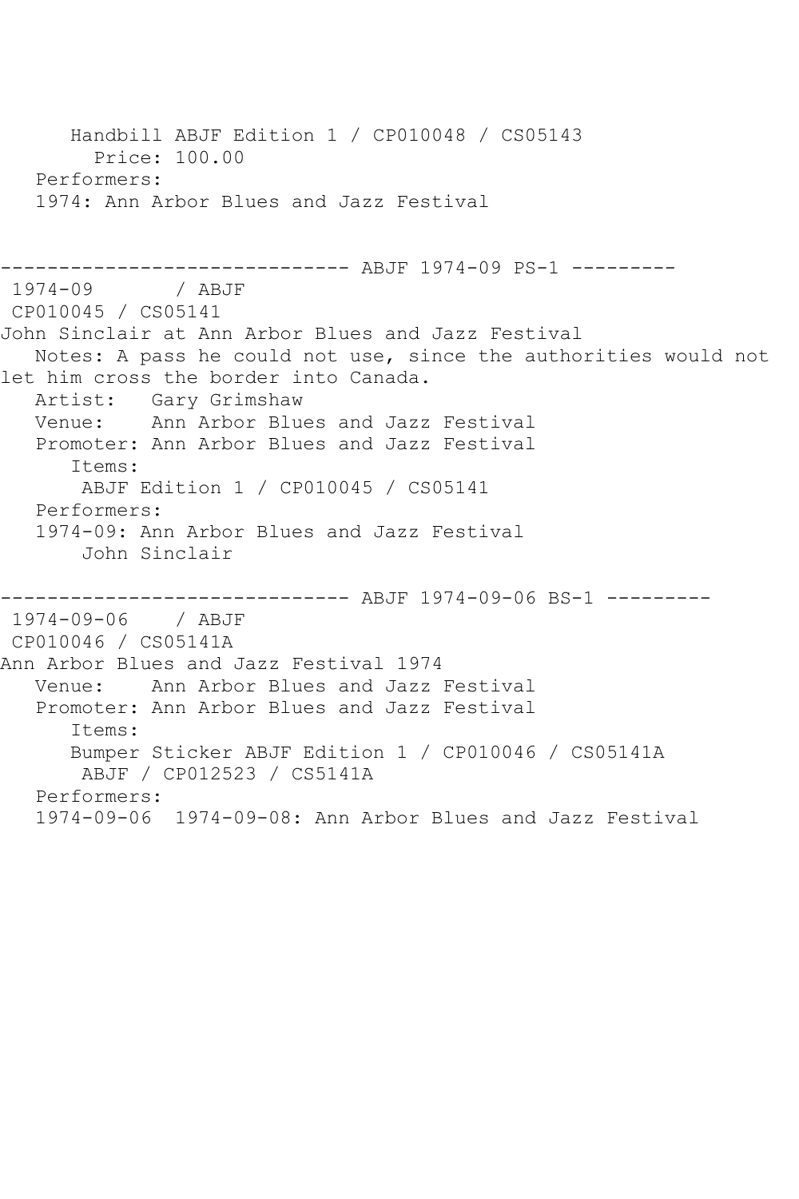Handbill ABJF Edition 1 / CP010048 / CS05143
Price: 100.00
Performers:
1974: Ann Arbor Blues and Jazz Festival

------------------------------ ABJF 1974-09 PS-1 ---------

1974-09 / ABJF
CP010045 / CS05141
John Sinclair at Ann Arbor Blues and Jazz Festival
Notes: A pass he could not use, since the authorities would not let him cross the border into Canada.
Artist: Gary Grimshaw
Venue: Ann Arbor Blues and Jazz Festival
Promoter: Ann Arbor Blues and Jazz Festival
Items:
ABJF Edition 1 / CP010045 / CS05141
Performers:
1974-09: Ann Arbor Blues and Jazz Festival
John Sinclair

------------------------------ ABJF 1974-09-06 BS-1 ---------

1974-09-06 / ABJF
CP010046 / CS05141A
Ann Arbor Blues and Jazz Festival 1974
Venue: Ann Arbor Blues and Jazz Festival
Promoter: Ann Arbor Blues and Jazz Festival
Items:
Bumper Sticker ABJF Edition 1 / CP010046 / CS05141A
ABJF / CP012523 / CS5141A
Performers:
1974-09-06 1974-09-08: Ann Arbor Blues and Jazz Festival